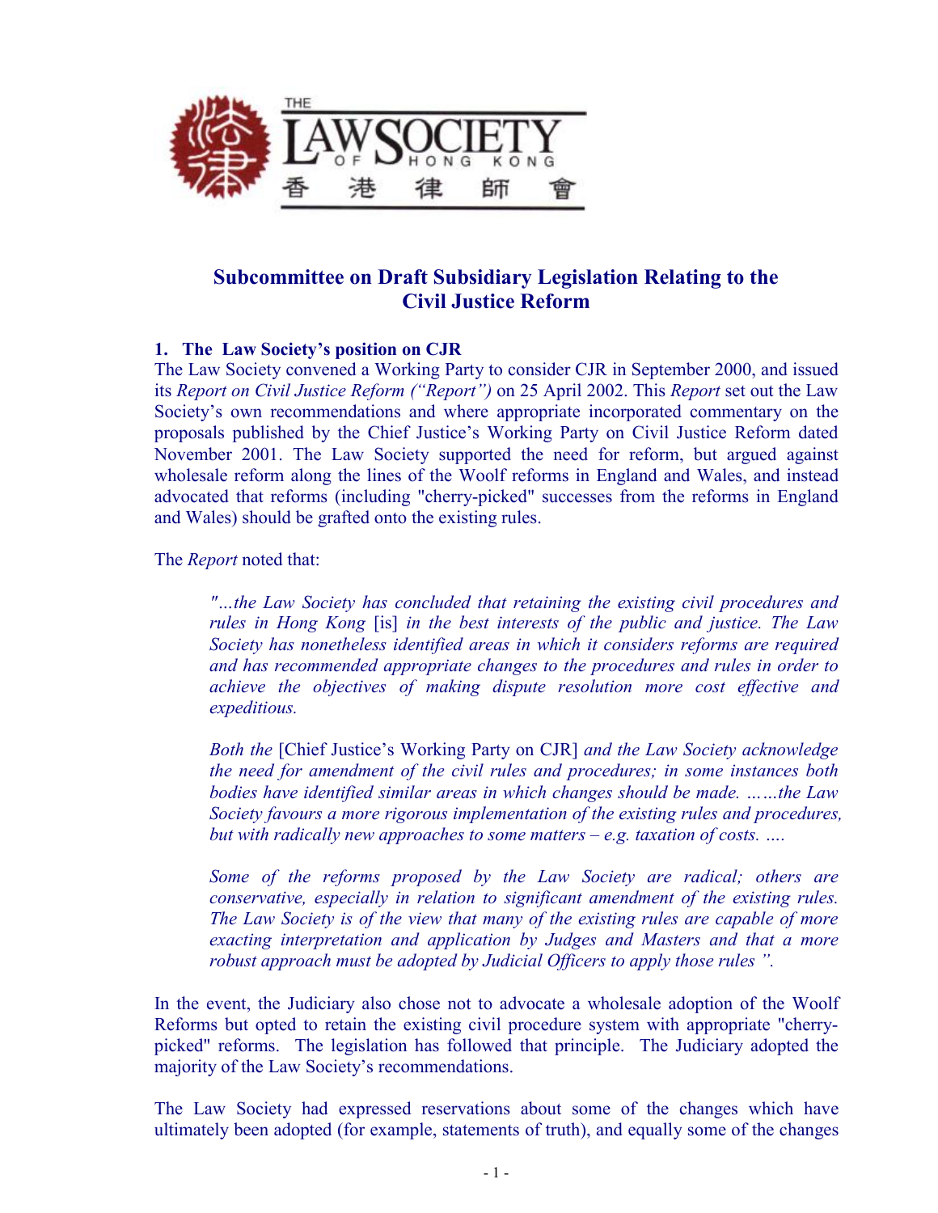THE LAW SOCIETY OF HONG KONG 香港律師會

# Subcommittee on Draft Subsidiary Legislation Relating to the Civil Justice Reform

## 1. The Law Society's position on CJR

The Law Society convened a Working Party to consider CJR in September 2000, and issued its *Report on Civil Justice Reform ("Report")* on 25 April 2002. This *Report* set out the Law Society's own recommendations and where appropriate incorporated commentary on the proposals published by the Chief Justice's Working Party on Civil Justice Reform dated November 2001. The Law Society supported the need for reform, but argued against wholesale reform along the lines of the Woolf reforms in England and Wales, and instead advocated that reforms (including "cherry-picked" successes from the reforms in England and Wales) should be grafted onto the existing rules.

The *Report* noted that:

> *"…the Law Society has concluded that retaining the existing civil procedures and rules in Hong Kong* [is] *in the best interests of the public and justice. The Law Society has nonetheless identified areas in which it considers reforms are required and has recommended appropriate changes to the procedures and rules in order to achieve the objectives of making dispute resolution more cost effective and expeditious.*
>
> *Both the* [Chief Justice's Working Party on CJR] *and the Law Society acknowledge the need for amendment of the civil rules and procedures; in some instances both bodies have identified similar areas in which changes should be made. ……the Law Society favours a more rigorous implementation of the existing rules and procedures, but with radically new approaches to some matters – e.g. taxation of costs. ….*
>
> *Some of the reforms proposed by the Law Society are radical; others are conservative, especially in relation to significant amendment of the existing rules. The Law Society is of the view that many of the existing rules are capable of more exacting interpretation and application by Judges and Masters and that a more robust approach must be adopted by Judicial Officers to apply those rules ".*

In the event, the Judiciary also chose not to advocate a wholesale adoption of the Woolf Reforms but opted to retain the existing civil procedure system with appropriate "cherry-picked" reforms. The legislation has followed that principle. The Judiciary adopted the majority of the Law Society's recommendations.

The Law Society had expressed reservations about some of the changes which have ultimately been adopted (for example, statements of truth), and equally some of the changes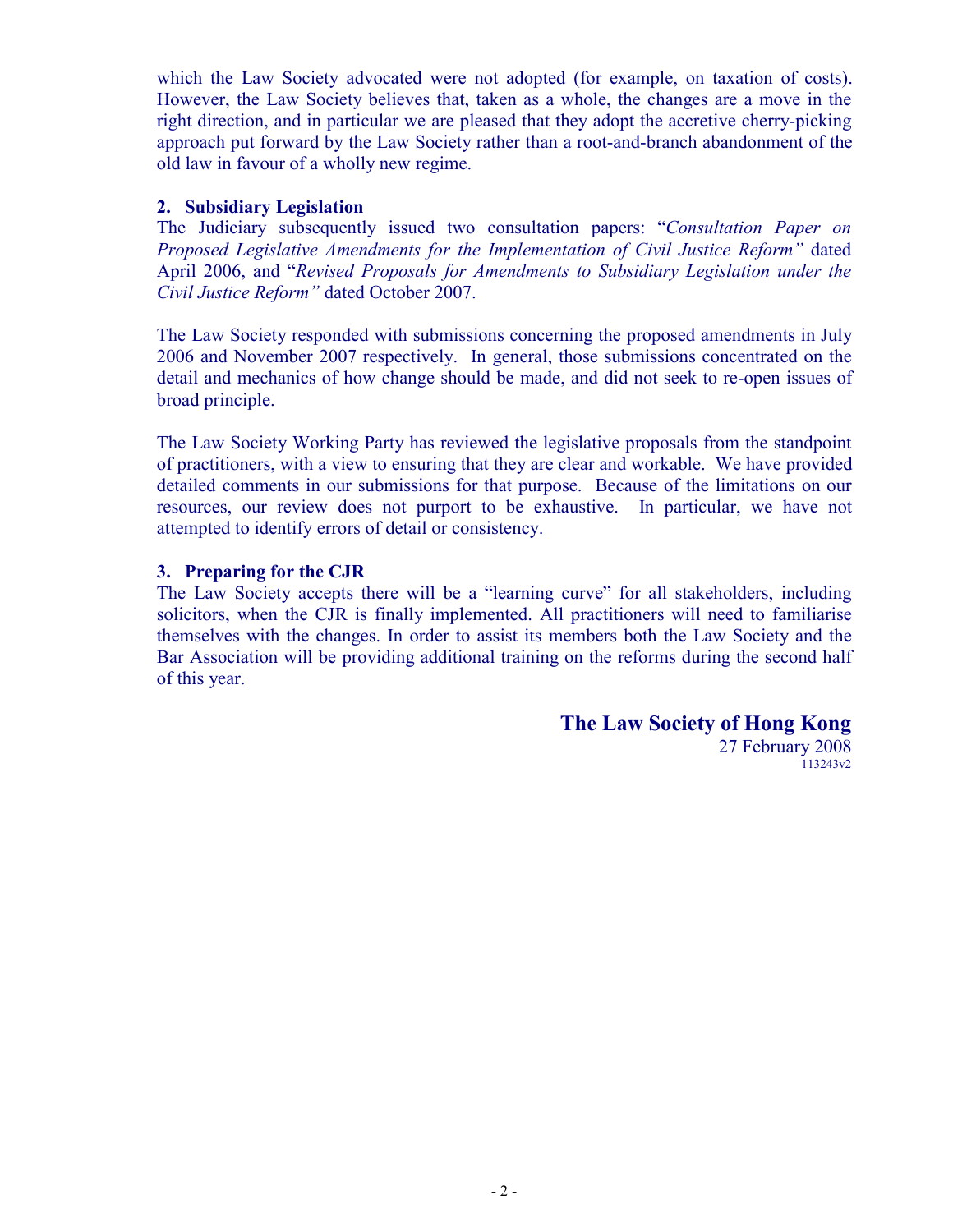which the Law Society advocated were not adopted (for example, on taxation of costs). However, the Law Society believes that, taken as a whole, the changes are a move in the right direction, and in particular we are pleased that they adopt the accretive cherry-picking approach put forward by the Law Society rather than a root-and-branch abandonment of the old law in favour of a wholly new regime.

**2. Subsidiary Legislation**

The Judiciary subsequently issued two consultation papers: "*Consultation Paper on Proposed Legislative Amendments for the Implementation of Civil Justice Reform"* dated April 2006, and "*Revised Proposals for Amendments to Subsidiary Legislation under the Civil Justice Reform"* dated October 2007.

The Law Society responded with submissions concerning the proposed amendments in July 2006 and November 2007 respectively. In general, those submissions concentrated on the detail and mechanics of how change should be made, and did not seek to re-open issues of broad principle.

The Law Society Working Party has reviewed the legislative proposals from the standpoint of practitioners, with a view to ensuring that they are clear and workable. We have provided detailed comments in our submissions for that purpose. Because of the limitations on our resources, our review does not purport to be exhaustive. In particular, we have not attempted to identify errors of detail or consistency.

**3. Preparing for the CJR**

The Law Society accepts there will be a "learning curve" for all stakeholders, including solicitors, when the CJR is finally implemented. All practitioners will need to familiarise themselves with the changes. In order to assist its members both the Law Society and the Bar Association will be providing additional training on the reforms during the second half of this year.

**The Law Society of Hong Kong**
27 February 2008
113243v2